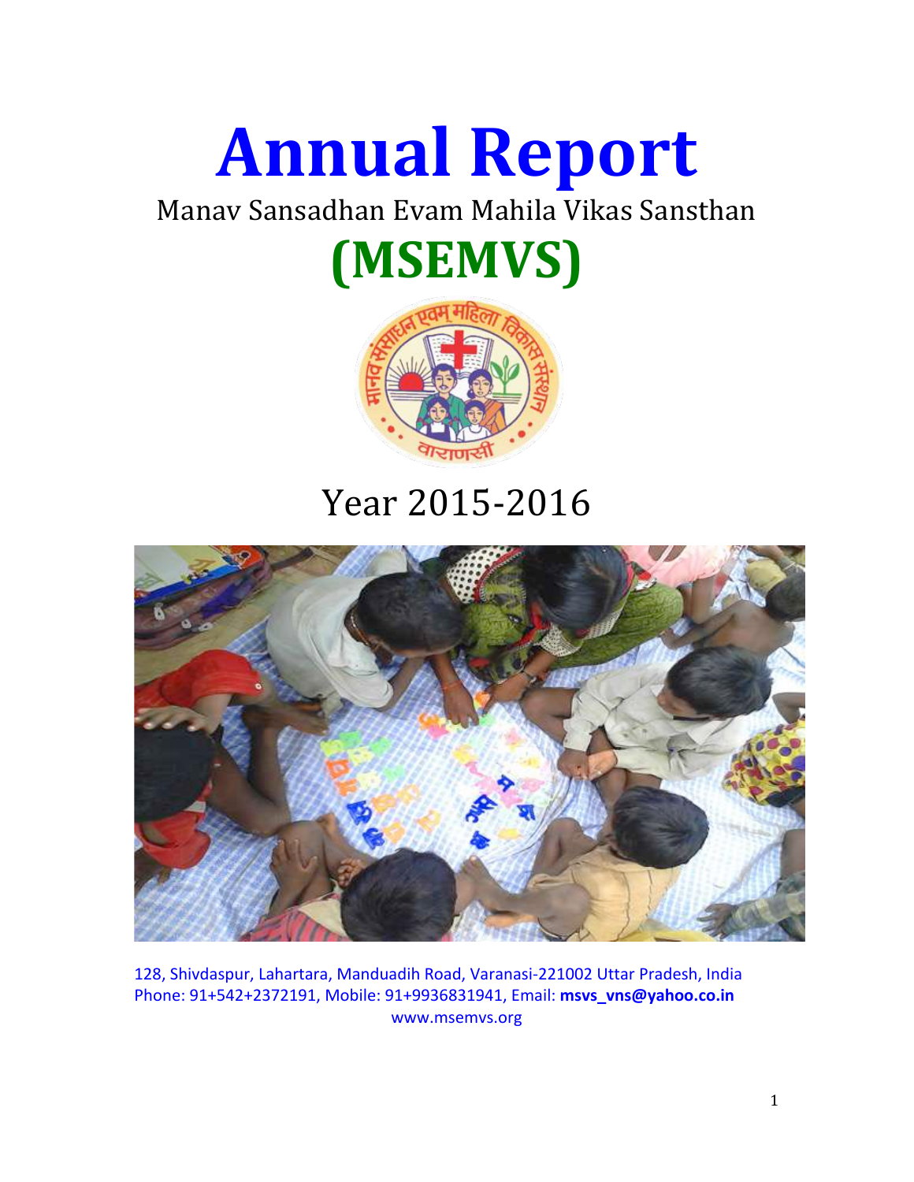# Annual Report

Manav Sansadhan Evam Mahila Vikas Sansthan

## (MSEMVS)

Year 2015-2016

128, Shivdaspur, Lahartara, Manduadih Road, Varanasi-221002 Uttar Pradesh, India
Phone: 91+542+2372191, Mobile: 91+9936831941, Email: **msvs_vns@yahoo.co.in**
www.msemvs.org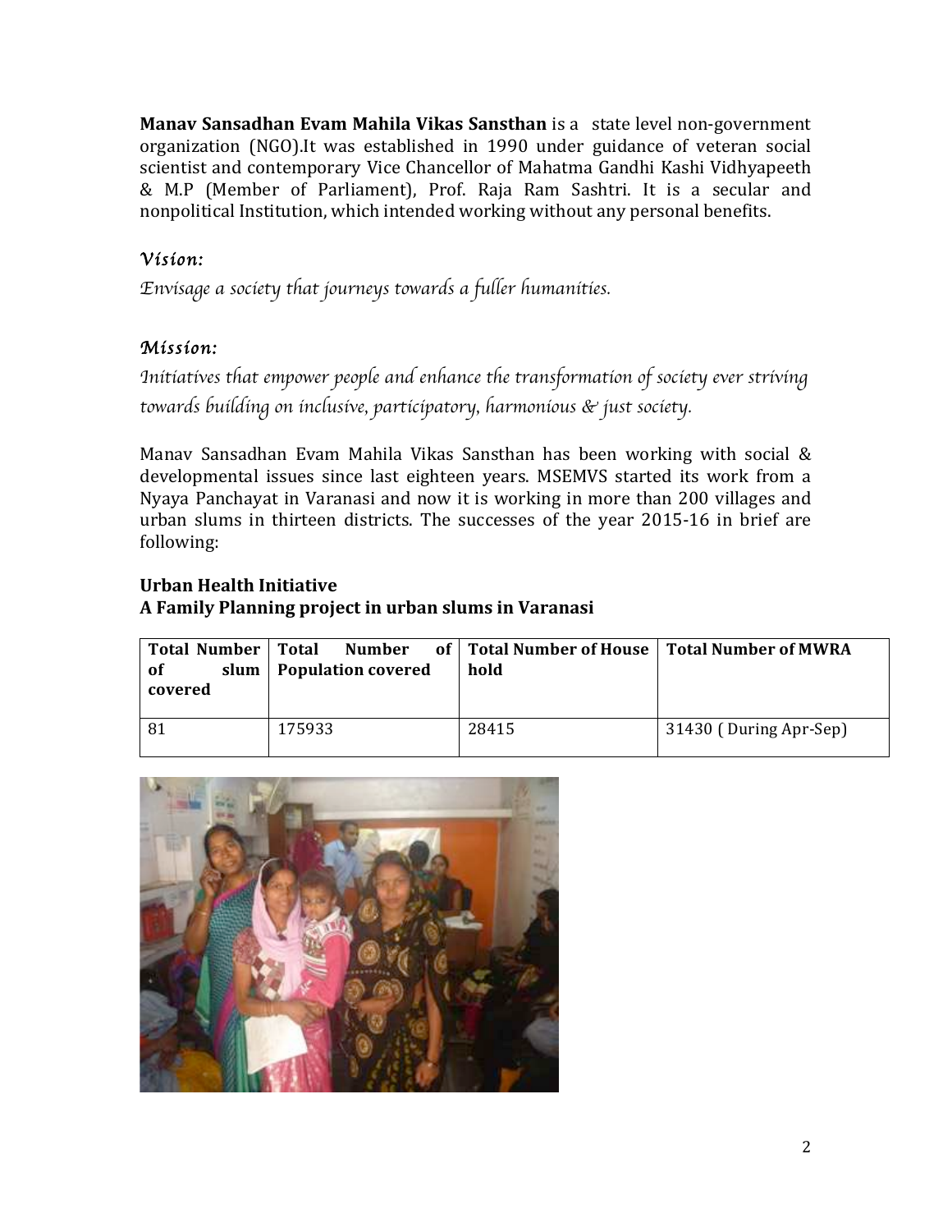**Manav Sansadhan Evam Mahila Vikas Sansthan** is a state level non-government organization (NGO).It was established in 1990 under guidance of veteran social scientist and contemporary Vice Chancellor of Mahatma Gandhi Kashi Vidhyapeeth & M.P (Member of Parliament), Prof. Raja Ram Sashtri. It is a secular and nonpolitical Institution, which intended working without any personal benefits.

## *Vision:*

*Envisage a society that journeys towards a fuller humanities.*

## *Mission:*

*Initiatives that empower people and enhance the transformation of society ever striving towards building on inclusive, participatory, harmonious & just society.*

Manav Sansadhan Evam Mahila Vikas Sansthan has been working with social & developmental issues since last eighteen years. MSEMVS started its work from a Nyaya Panchayat in Varanasi and now it is working in more than 200 villages and urban slums in thirteen districts. The successes of the year 2015-16 in brief are following:

### Urban Health Initiative
### A Family Planning project in urban slums in Varanasi

| Total Number of slum covered | Total Number of Population covered | Total Number of House hold | Total Number of MWRA |
| --- | --- | --- | --- |
| 81 | 175933 | 28415 | 31430 ( During Apr-Sep) |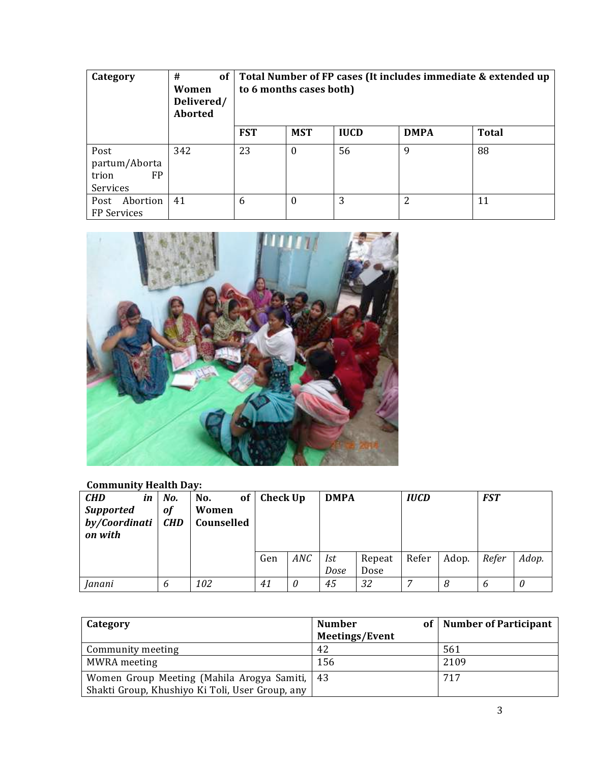| Category | # of Women Delivered/ Aborted | Total Number of FP cases (It includes immediate & extended up to 6 months cases both) | | | | |
|---|---|---|---|---|---|---|
| | | FST | MST | IUCD | DMPA | Total |
| Post partum/Abortarion FP Services | 342 | 23 | 0 | 56 | 9 | 88 |
| Post Abortion FP Services | 41 | 6 | 0 | 3 | 2 | 11 |

**Community Health Day:**

| *CHD in Supported by/Coordination with* | *No. of CHD* | **No. of Women Counselled** | **Check Up** | | **DMPA** | | ***IUCD*** | | ***FST*** | |
|---|---|---|---|---|---|---|---|---|---|---|
| | | | Gen | *ANC* | *Ist Dose* | Repeat Dose | Refer | Adop. | *Refer* | *Adop.* |
| *Janani* | *6* | *102* | *41* | *0* | *45* | *32* | *7* | *8* | *6* | *0* |

| Category | Number of Meetings/Event | Number of Participant |
|---|---|---|
| Community meeting | 42 | 561 |
| MWRA meeting | 156 | 2109 |
| Women Group Meeting (Mahila Arogya Samiti, Shakti Group, Khushiyo Ki Toli, User Group, any | 43 | 717 |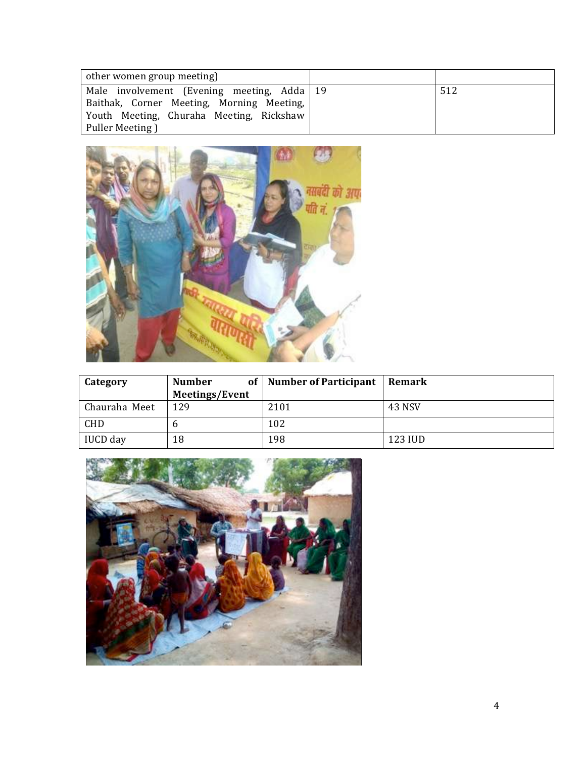| other women group meeting) | | |
|---|---|---|
| Male involvement (Evening meeting, Adda Baithak, Corner Meeting, Morning Meeting, Youth Meeting, Churaha Meeting, Rickshaw Puller Meeting ) | 19 | 512 |

| Category | Number of Meetings/Event | Number of Participant | Remark |
|---|---|---|---|
| Chauraha Meet | 129 | 2101 | 43 NSV |
| CHD | 6 | 102 | |
| IUCD day | 18 | 198 | 123 IUD |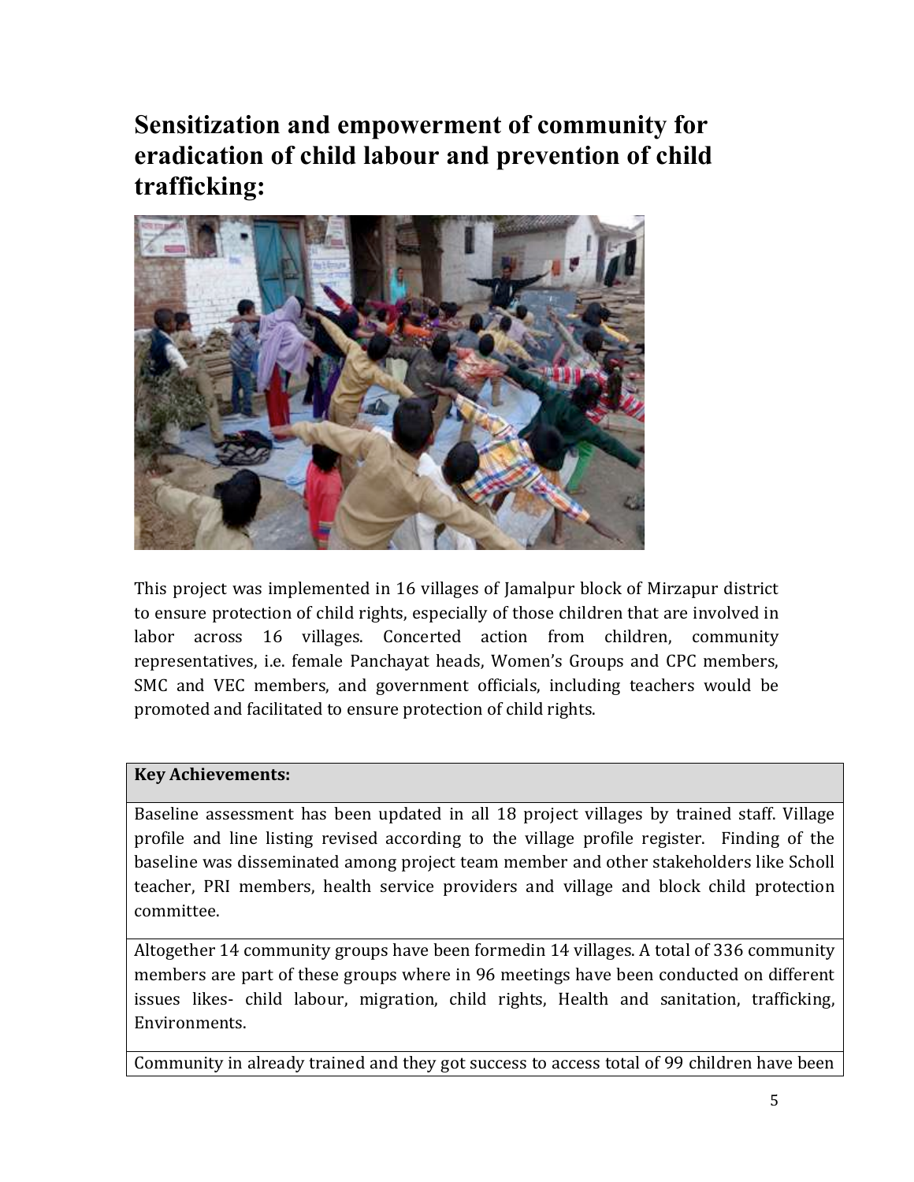## Sensitization and empowerment of community for eradication of child labour and prevention of child trafficking:

This project was implemented in 16 villages of Jamalpur block of Mirzapur district to ensure protection of child rights, especially of those children that are involved in labor across 16 villages. Concerted action from children, community representatives, i.e. female Panchayat heads, Women's Groups and CPC members, SMC and VEC members, and government officials, including teachers would be promoted and facilitated to ensure protection of child rights.

| **Key Achievements:** |
|---|
| Baseline assessment has been updated in all 18 project villages by trained staff. Village profile and line listing revised according to the village profile register. Finding of the baseline was disseminated among project team member and other stakeholders like Scholl teacher, PRI members, health service providers and village and block child protection committee. |
| Altogether 14 community groups have been formedin 14 villages. A total of 336 community members are part of these groups where in 96 meetings have been conducted on different issues likes- child labour, migration, child rights, Health and sanitation, trafficking, Environments. |
| Community in already trained and they got success to access total of 99 children have been |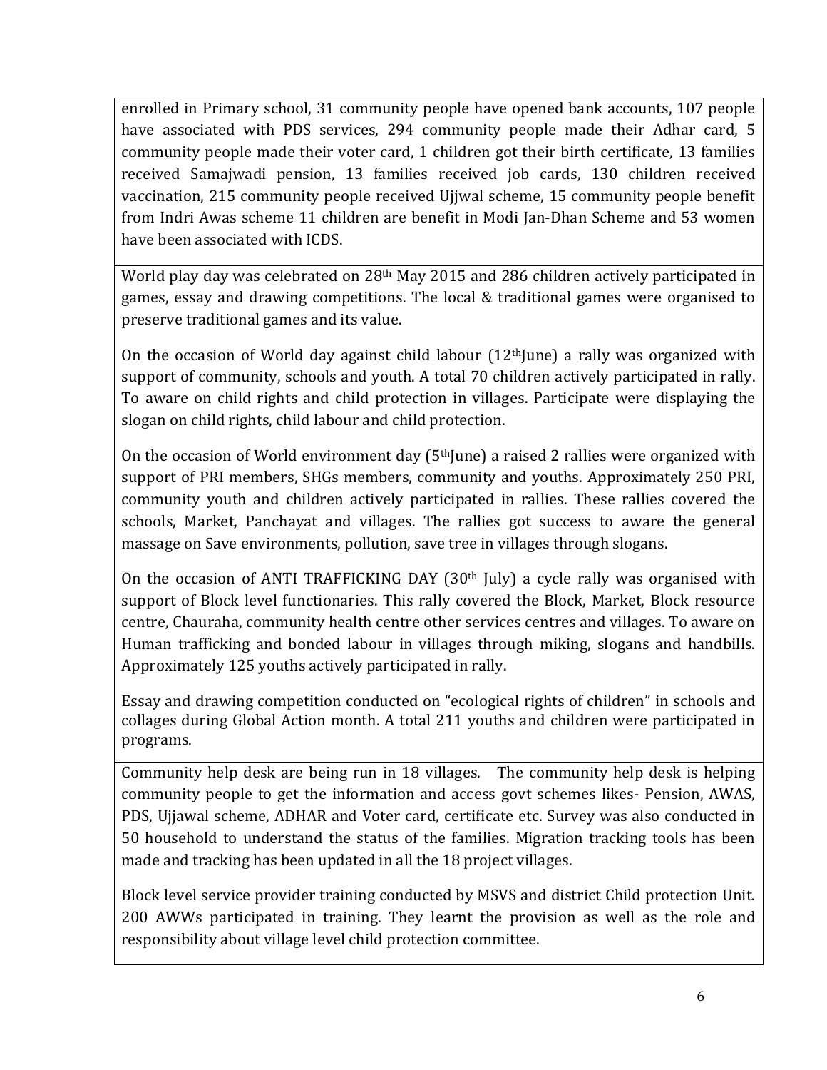enrolled in Primary school, 31 community people have opened bank accounts, 107 people have associated with PDS services, 294 community people made their Adhar card, 5 community people made their voter card, 1 children got their birth certificate, 13 families received Samajwadi pension, 13 families received job cards, 130 children received vaccination, 215 community people received Ujjwal scheme, 15 community people benefit from Indri Awas scheme 11 children are benefit in Modi Jan-Dhan Scheme and 53 women have been associated with ICDS.

World play day was celebrated on 28th May 2015 and 286 children actively participated in games, essay and drawing competitions. The local & traditional games were organised to preserve traditional games and its value.

On the occasion of World day against child labour (12th June) a rally was organized with support of community, schools and youth. A total 70 children actively participated in rally. To aware on child rights and child protection in villages. Participate were displaying the slogan on child rights, child labour and child protection.

On the occasion of World environment day (5th June) a raised 2 rallies were organized with support of PRI members, SHGs members, community and youths. Approximately 250 PRI, community youth and children actively participated in rallies. These rallies covered the schools, Market, Panchayat and villages. The rallies got success to aware the general massage on Save environments, pollution, save tree in villages through slogans.

On the occasion of ANTI TRAFFICKING DAY (30th July) a cycle rally was organised with support of Block level functionaries. This rally covered the Block, Market, Block resource centre, Chauraha, community health centre other services centres and villages. To aware on Human trafficking and bonded labour in villages through miking, slogans and handbills. Approximately 125 youths actively participated in rally.

Essay and drawing competition conducted on "ecological rights of children" in schools and collages during Global Action month. A total 211 youths and children were participated in programs.

Community help desk are being run in 18 villages. The community help desk is helping community people to get the information and access govt schemes likes- Pension, AWAS, PDS, Ujjawal scheme, ADHAR and Voter card, certificate etc. Survey was also conducted in 50 household to understand the status of the families. Migration tracking tools has been made and tracking has been updated in all the 18 project villages.

Block level service provider training conducted by MSVS and district Child protection Unit. 200 AWWs participated in training. They learnt the provision as well as the role and responsibility about village level child protection committee.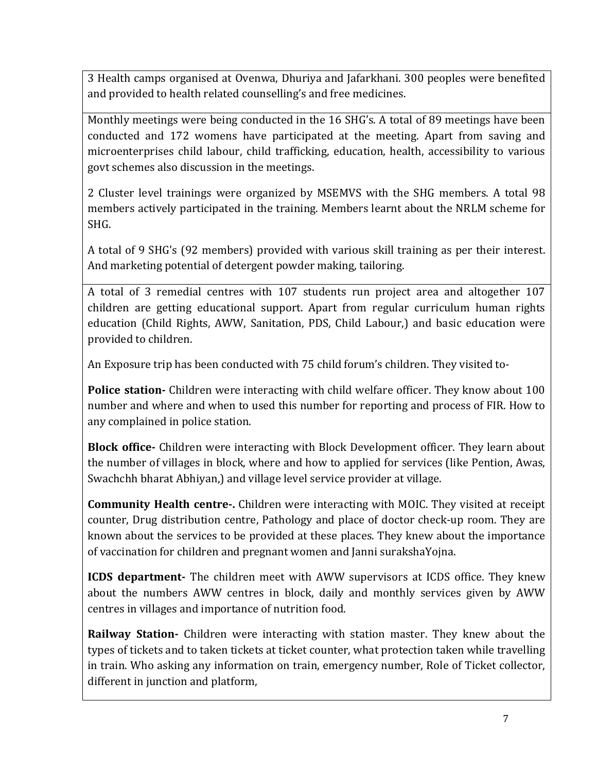3 Health camps organised at Ovenwa, Dhuriya and Jafarkhani. 300 peoples were benefited and provided to health related counselling's and free medicines.

Monthly meetings were being conducted in the 16 SHG's. A total of 89 meetings have been conducted and 172 womens have participated at the meeting. Apart from saving and microenterprises child labour, child trafficking, education, health, accessibility to various govt schemes also discussion in the meetings.

2 Cluster level trainings were organized by MSEMVS with the SHG members. A total 98 members actively participated in the training. Members learnt about the NRLM scheme for SHG.

A total of 9 SHG's (92 members) provided with various skill training as per their interest. And marketing potential of detergent powder making, tailoring.

A total of 3 remedial centres with 107 students run project area and altogether 107 children are getting educational support. Apart from regular curriculum human rights education (Child Rights, AWW, Sanitation, PDS, Child Labour,) and basic education were provided to children.

An Exposure trip has been conducted with 75 child forum's children. They visited to-

**Police station-** Children were interacting with child welfare officer. They know about 100 number and where and when to used this number for reporting and process of FIR. How to any complained in police station.

**Block office-** Children were interacting with Block Development officer. They learn about the number of villages in block, where and how to applied for services (like Pention, Awas, Swachchh bharat Abhiyan,) and village level service provider at village.

**Community Health centre-.** Children were interacting with MOIC. They visited at receipt counter, Drug distribution centre, Pathology and place of doctor check-up room. They are known about the services to be provided at these places. They knew about the importance of vaccination for children and pregnant women and Janni surakshaYojna.

**ICDS department-** The children meet with AWW supervisors at ICDS office. They knew about the numbers AWW centres in block, daily and monthly services given by AWW centres in villages and importance of nutrition food.

**Railway Station-** Children were interacting with station master. They knew about the types of tickets and to taken tickets at ticket counter, what protection taken while travelling in train. Who asking any information on train, emergency number, Role of Ticket collector, different in junction and platform,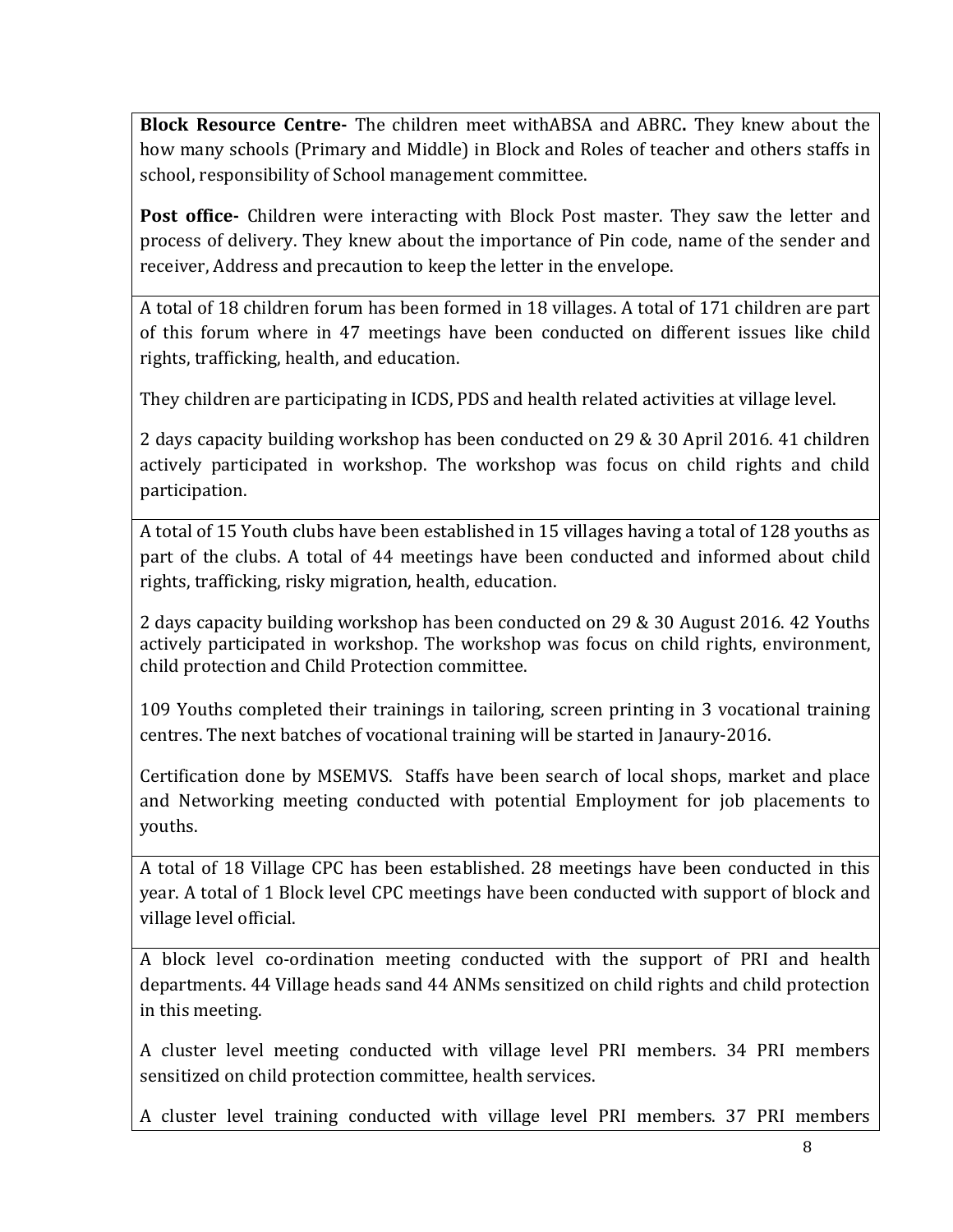**Block Resource Centre-** The children meet withABSA and ABRC**.** They knew about the how many schools (Primary and Middle) in Block and Roles of teacher and others staffs in school, responsibility of School management committee.

**Post office-** Children were interacting with Block Post master. They saw the letter and process of delivery. They knew about the importance of Pin code, name of the sender and receiver, Address and precaution to keep the letter in the envelope.

A total of 18 children forum has been formed in 18 villages. A total of 171 children are part of this forum where in 47 meetings have been conducted on different issues like child rights, trafficking, health, and education.

They children are participating in ICDS, PDS and health related activities at village level.

2 days capacity building workshop has been conducted on 29 & 30 April 2016. 41 children actively participated in workshop. The workshop was focus on child rights and child participation.

A total of 15 Youth clubs have been established in 15 villages having a total of 128 youths as part of the clubs. A total of 44 meetings have been conducted and informed about child rights, trafficking, risky migration, health, education.

2 days capacity building workshop has been conducted on 29 & 30 August 2016. 42 Youths actively participated in workshop. The workshop was focus on child rights, environment, child protection and Child Protection committee.

109 Youths completed their trainings in tailoring, screen printing in 3 vocational training centres. The next batches of vocational training will be started in Janaury-2016.

Certification done by MSEMVS. Staffs have been search of local shops, market and place and Networking meeting conducted with potential Employment for job placements to youths.

A total of 18 Village CPC has been established. 28 meetings have been conducted in this year. A total of 1 Block level CPC meetings have been conducted with support of block and village level official.

A block level co-ordination meeting conducted with the support of PRI and health departments. 44 Village heads sand 44 ANMs sensitized on child rights and child protection in this meeting.

A cluster level meeting conducted with village level PRI members. 34 PRI members sensitized on child protection committee, health services.

A cluster level training conducted with village level PRI members. 37 PRI members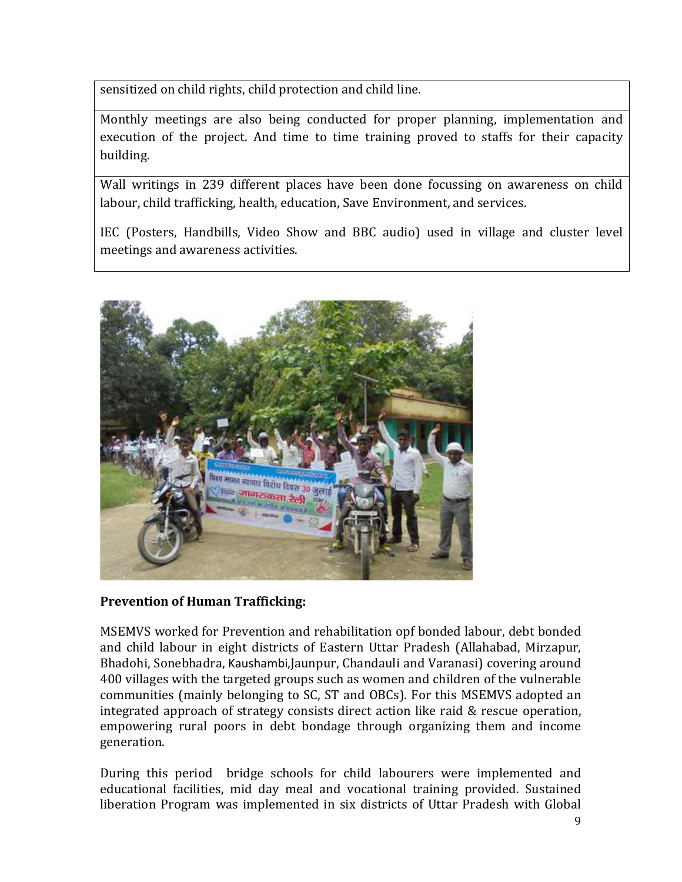| sensitized on child rights, child protection and child line. |
| --- |
| Monthly meetings are also being conducted for proper planning, implementation and execution of the project. And time to time training proved to staffs for their capacity building. |
| Wall writings in 239 different places have been done focussing on awareness on child labour, child trafficking, health, education, Save Environment, and services. IEC (Posters, Handbills, Video Show and BBC audio) used in village and cluster level meetings and awareness activities. |

**Prevention of Human Trafficking:**

MSEMVS worked for Prevention and rehabilitation opf bonded labour, debt bonded and child labour in eight districts of Eastern Uttar Pradesh (Allahabad, Mirzapur, Bhadohi, Sonebhadra, Kaushambi,Jaunpur, Chandauli and Varanasi) covering around 400 villages with the targeted groups such as women and children of the vulnerable communities (mainly belonging to SC, ST and OBCs). For this MSEMVS adopted an integrated approach of strategy consists direct action like raid & rescue operation, empowering rural poors in debt bondage through organizing them and income generation.

During this period bridge schools for child labourers were implemented and educational facilities, mid day meal and vocational training provided. Sustained liberation Program was implemented in six districts of Uttar Pradesh with Global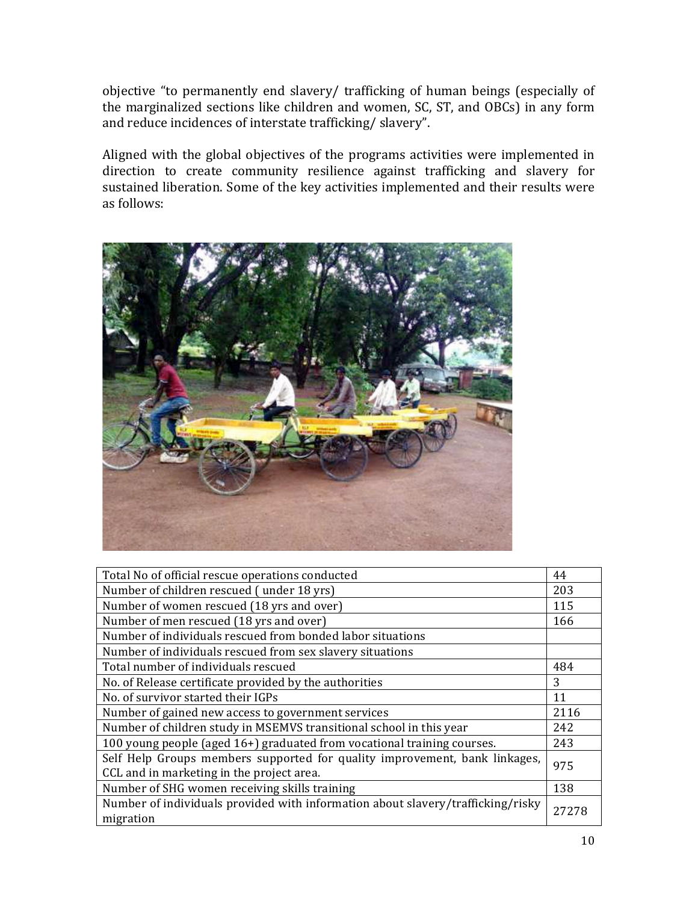objective "to permanently end slavery/ trafficking of human beings (especially of the marginalized sections like children and women, SC, ST, and OBCs) in any form and reduce incidences of interstate trafficking/ slavery".

Aligned with the global objectives of the programs activities were implemented in direction to create community resilience against trafficking and slavery for sustained liberation. Some of the key activities implemented and their results were as follows:

| Total No of official rescue operations conducted | 44 |
|---|---|
| Number of children rescued ( under 18 yrs) | 203 |
| Number of women rescued (18 yrs and over) | 115 |
| Number of men rescued (18 yrs and over) | 166 |
| Number of individuals rescued from bonded labor situations | |
| Number of individuals rescued from sex slavery situations | |
| Total number of individuals rescued | 484 |
| No. of Release certificate provided by the authorities | 3 |
| No. of survivor started their IGPs | 11 |
| Number of gained new access to government services | 2116 |
| Number of children study in MSEMVS transitional school in this year | 242 |
| 100 young people (aged 16+) graduated from vocational training courses. | 243 |
| Self Help Groups members supported for quality improvement, bank linkages, CCL and in marketing in the project area. | 975 |
| Number of SHG women receiving skills training | 138 |
| Number of individuals provided with information about slavery/trafficking/risky migration | 27278 |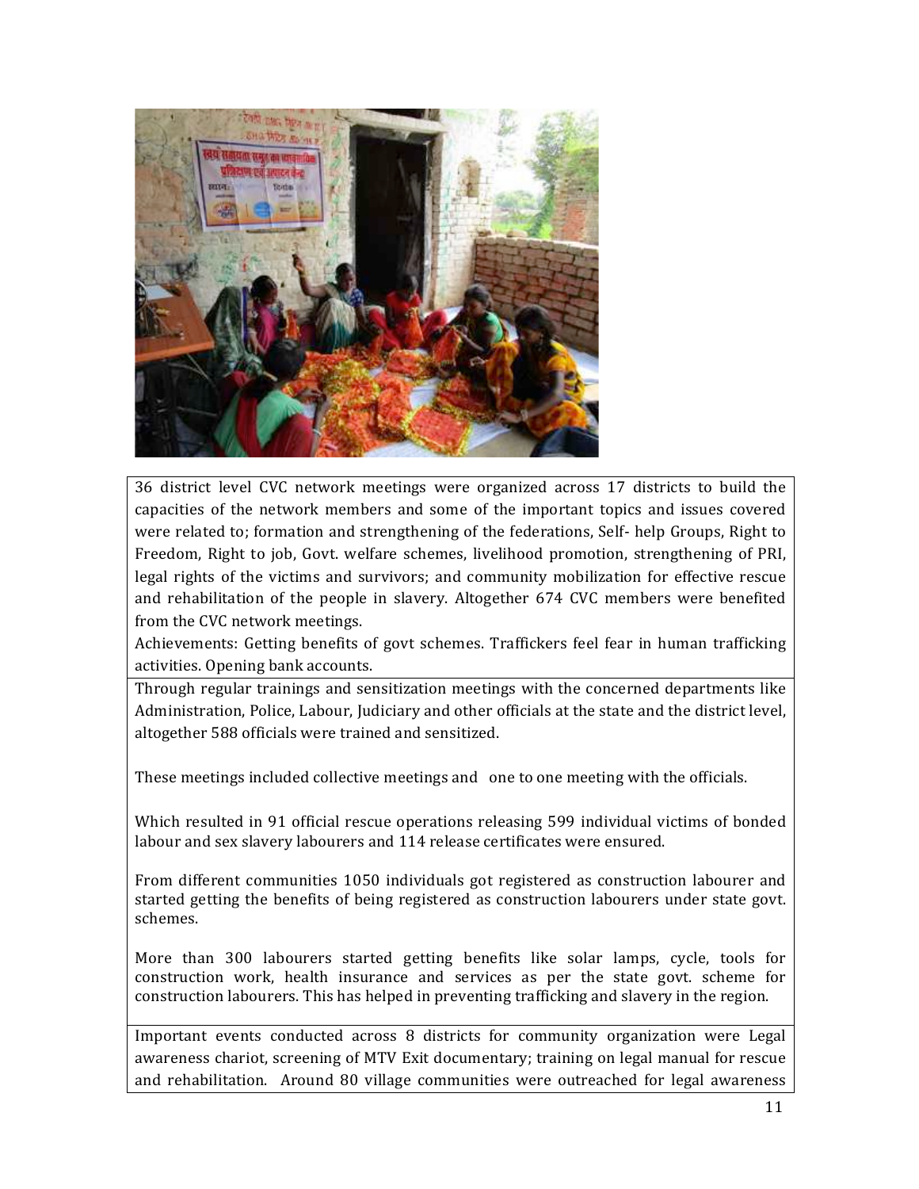36 district level CVC network meetings were organized across 17 districts to build the capacities of the network members and some of the important topics and issues covered were related to; formation and strengthening of the federations, Self- help Groups, Right to Freedom, Right to job, Govt. welfare schemes, livelihood promotion, strengthening of PRI, legal rights of the victims and survivors; and community mobilization for effective rescue and rehabilitation of the people in slavery. Altogether 674 CVC members were benefited from the CVC network meetings.

Achievements: Getting benefits of govt schemes. Traffickers feel fear in human trafficking activities. Opening bank accounts.

Through regular trainings and sensitization meetings with the concerned departments like Administration, Police, Labour, Judiciary and other officials at the state and the district level, altogether 588 officials were trained and sensitized.

These meetings included collective meetings and one to one meeting with the officials.

Which resulted in 91 official rescue operations releasing 599 individual victims of bonded labour and sex slavery labourers and 114 release certificates were ensured.

From different communities 1050 individuals got registered as construction labourer and started getting the benefits of being registered as construction labourers under state govt. schemes.

More than 300 labourers started getting benefits like solar lamps, cycle, tools for construction work, health insurance and services as per the state govt. scheme for construction labourers. This has helped in preventing trafficking and slavery in the region.

Important events conducted across 8 districts for community organization were Legal awareness chariot, screening of MTV Exit documentary; training on legal manual for rescue and rehabilitation. Around 80 village communities were outreached for legal awareness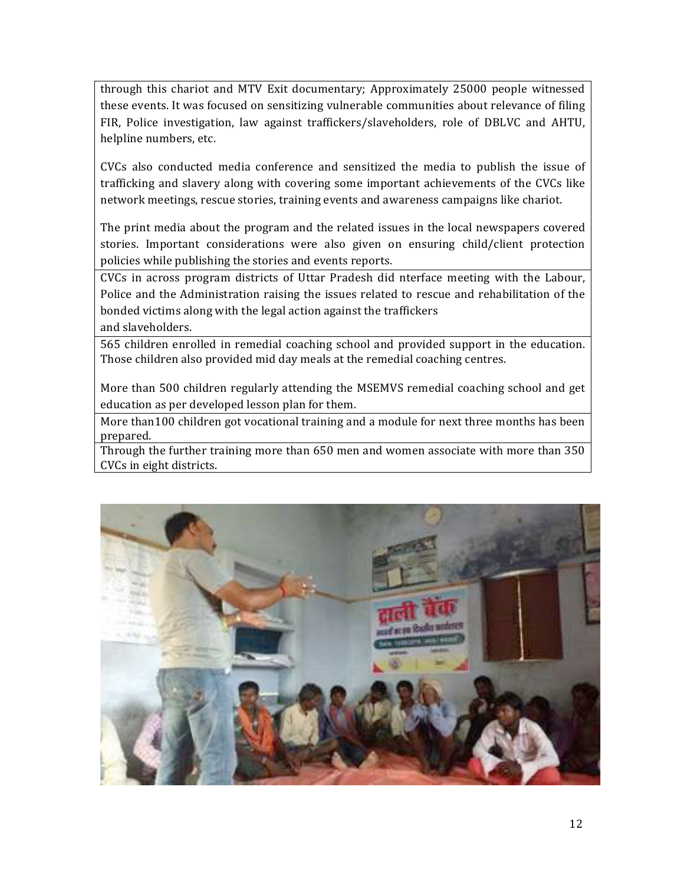| |
|---|
| through this chariot and MTV Exit documentary; Approximately 25000 people witnessed these events. It was focused on sensitizing vulnerable communities about relevance of filing FIR, Police investigation, law against traffickers/slaveholders, role of DBLVC and AHTU, helpline numbers, etc.<br><br>CVCs also conducted media conference and sensitized the media to publish the issue of trafficking and slavery along with covering some important achievements of the CVCs like network meetings, rescue stories, training events and awareness campaigns like chariot.<br><br>The print media about the program and the related issues in the local newspapers covered stories. Important considerations were also given on ensuring child/client protection policies while publishing the stories and events reports. |
| CVCs in across program districts of Uttar Pradesh did nterface meeting with the Labour, Police and the Administration raising the issues related to rescue and rehabilitation of the bonded victims along with the legal action against the traffickers and slaveholders. |
| 565 children enrolled in remedial coaching school and provided support in the education. Those children also provided mid day meals at the remedial coaching centres.<br><br>More than 500 children regularly attending the MSEMVS remedial coaching school and get education as per developed lesson plan for them. |
| More than100 children got vocational training and a module for next three months has been prepared. |
| Through the further training more than 650 men and women associate with more than 350 CVCs in eight districts. |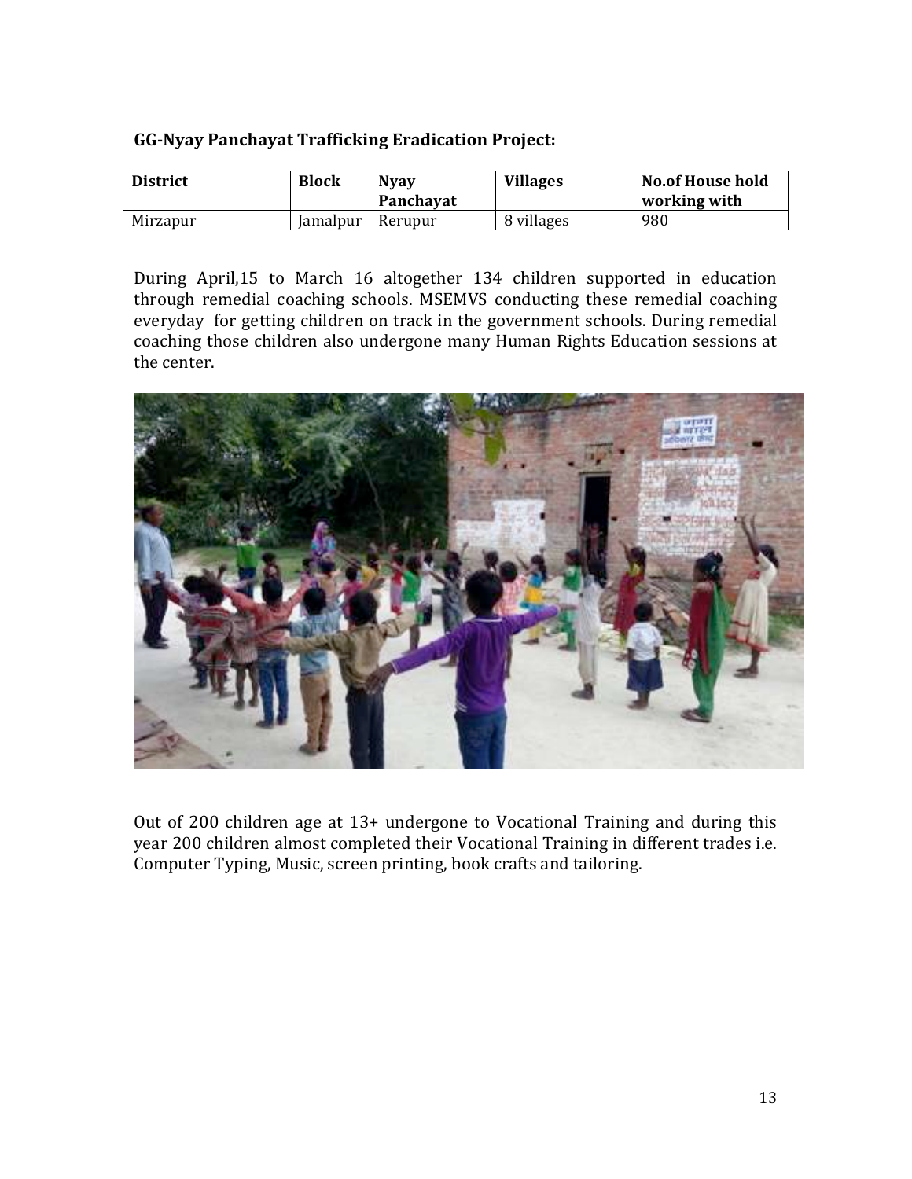**GG-Nyay Panchayat Trafficking Eradication Project:**

| District | Block | Nyay Panchayat | Villages | No.of House hold working with |
|---|---|---|---|---|
| Mirzapur | Jamalpur | Rerupur | 8 villages | 980 |

During April,15 to March 16 altogether 134 children supported in education through remedial coaching schools. MSEMVS conducting these remedial coaching everyday for getting children on track in the government schools. During remedial coaching those children also undergone many Human Rights Education sessions at the center.

Out of 200 children age at 13+ undergone to Vocational Training and during this year 200 children almost completed their Vocational Training in different trades i.e. Computer Typing, Music, screen printing, book crafts and tailoring.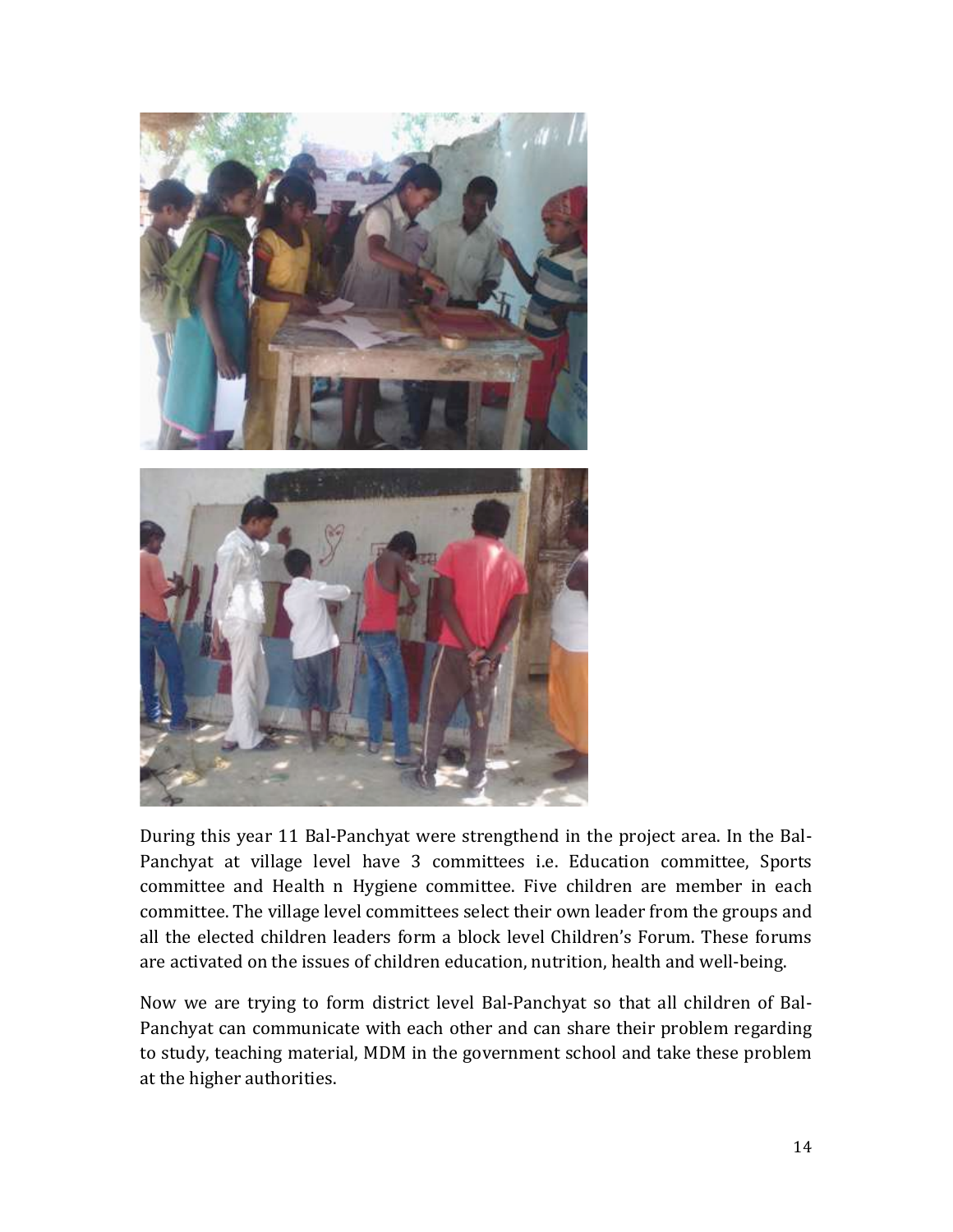During this year 11 Bal-Panchyat were strengthend in the project area. In the Bal-Panchyat at village level have 3 committees i.e. Education committee, Sports committee and Health n Hygiene committee. Five children are member in each committee. The village level committees select their own leader from the groups and all the elected children leaders form a block level Children's Forum. These forums are activated on the issues of children education, nutrition, health and well-being.

Now we are trying to form district level Bal-Panchyat so that all children of Bal-Panchyat can communicate with each other and can share their problem regarding to study, teaching material, MDM in the government school and take these problem at the higher authorities.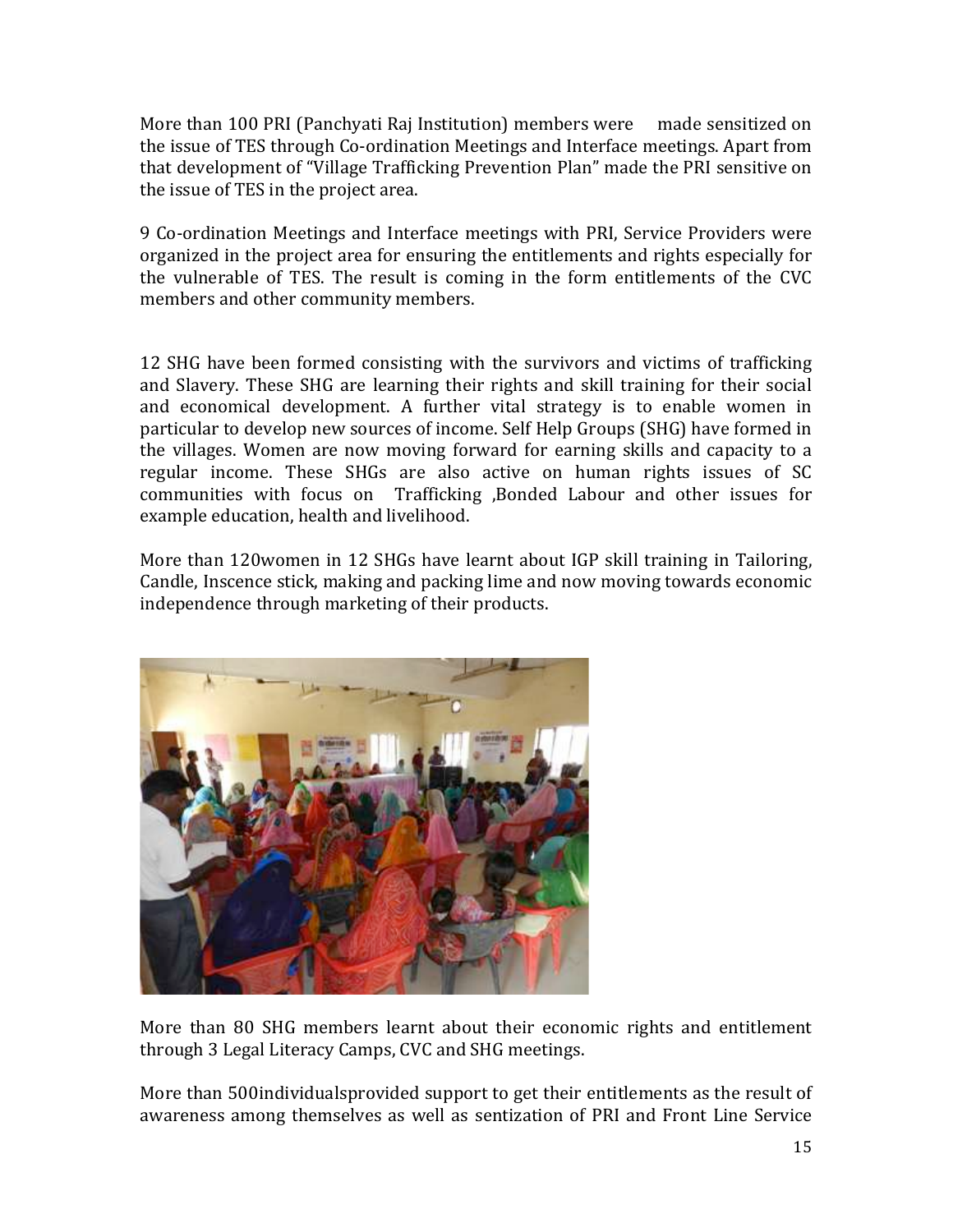More than 100 PRI (Panchyati Raj Institution) members were made sensitized on the issue of TES through Co-ordination Meetings and Interface meetings. Apart from that development of "Village Trafficking Prevention Plan" made the PRI sensitive on the issue of TES in the project area.

9 Co-ordination Meetings and Interface meetings with PRI, Service Providers were organized in the project area for ensuring the entitlements and rights especially for the vulnerable of TES. The result is coming in the form entitlements of the CVC members and other community members.

12 SHG have been formed consisting with the survivors and victims of trafficking and Slavery. These SHG are learning their rights and skill training for their social and economical development. A further vital strategy is to enable women in particular to develop new sources of income. Self Help Groups (SHG) have formed in the villages. Women are now moving forward for earning skills and capacity to a regular income. These SHGs are also active on human rights issues of SC communities with focus on Trafficking ,Bonded Labour and other issues for example education, health and livelihood.

More than 120women in 12 SHGs have learnt about IGP skill training in Tailoring, Candle, Inscence stick, making and packing lime and now moving towards economic independence through marketing of their products.

More than 80 SHG members learnt about their economic rights and entitlement through 3 Legal Literacy Camps, CVC and SHG meetings.

More than 500individualsprovided support to get their entitlements as the result of awareness among themselves as well as sentization of PRI and Front Line Service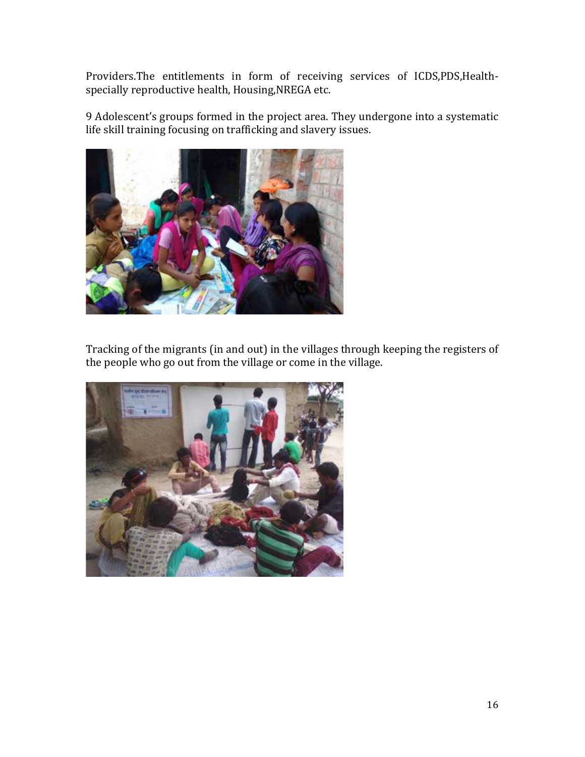Providers.The entitlements in form of receiving services of ICDS,PDS,Health-specially reproductive health, Housing,NREGA etc.

9 Adolescent's groups formed in the project area. They undergone into a systematic life skill training focusing on trafficking and slavery issues.

Tracking of the migrants (in and out) in the villages through keeping the registers of the people who go out from the village or come in the village.